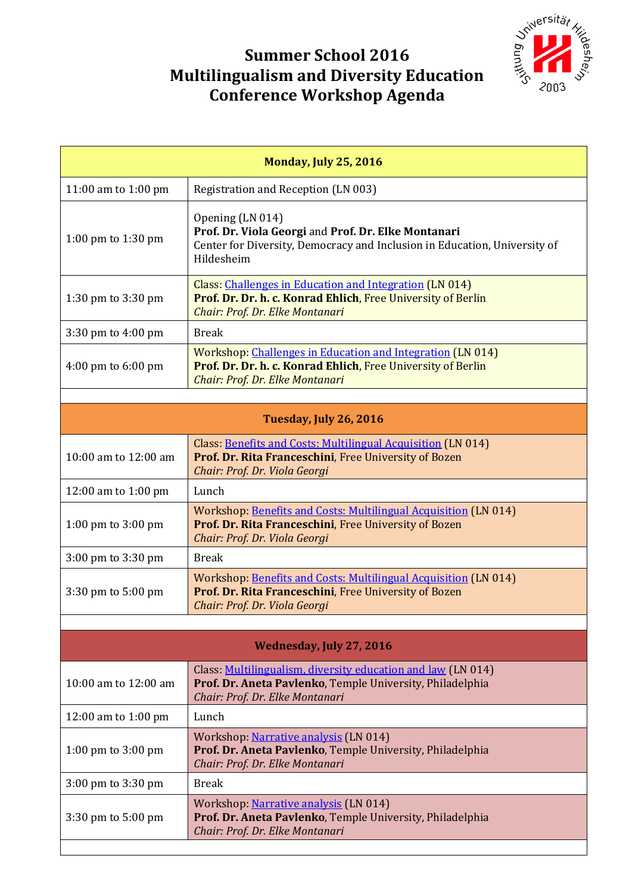# Summer School 2016
# Multilingualism and Diversity Education
# Conference Workshop Agenda

| Monday, July 25, 2016 | |
|---|---|
| 11:00 am to 1:00 pm | Registration and Reception (LN 003) |
| 1:00 pm to 1:30 pm | Opening (LN 014)<br>**Prof. Dr. Viola Georgi** and **Prof. Dr. Elke Montanari**<br>Center for Diversity, Democracy and Inclusion in Education, University of Hildesheim |
| 1:30 pm to 3:30 pm | Class: Challenges in Education and Integration (LN 014)<br>**Prof. Dr. Dr. h. c. Konrad Ehlich**, Free University of Berlin<br>*Chair: Prof. Dr. Elke Montanari* |
| 3:30 pm to 4:00 pm | Break |
| 4:00 pm to 6:00 pm | Workshop: Challenges in Education and Integration (LN 014)<br>**Prof. Dr. Dr. h. c. Konrad Ehlich**, Free University of Berlin<br>*Chair: Prof. Dr. Elke Montanari* |
| **Tuesday, July 26, 2016** | |
| 10:00 am to 12:00 am | Class: Benefits and Costs: Multilingual Acquisition (LN 014)<br>**Prof. Dr. Rita Franceschini**, Free University of Bozen<br>*Chair: Prof. Dr. Viola Georgi* |
| 12:00 am to 1:00 pm | Lunch |
| 1:00 pm to 3:00 pm | Workshop: Benefits and Costs: Multilingual Acquisition (LN 014)<br>**Prof. Dr. Rita Franceschini**, Free University of Bozen<br>*Chair: Prof. Dr. Viola Georgi* |
| 3:00 pm to 3:30 pm | Break |
| 3:30 pm to 5:00 pm | Workshop: Benefits and Costs: Multilingual Acquisition (LN 014)<br>**Prof. Dr. Rita Franceschini**, Free University of Bozen<br>*Chair: Prof. Dr. Viola Georgi* |
| **Wednesday, July 27, 2016** | |
| 10:00 am to 12:00 am | Class: Multilingualism, diversity education and law (LN 014)<br>**Prof. Dr. Aneta Pavlenko**, Temple University, Philadelphia<br>*Chair: Prof. Dr. Elke Montanari* |
| 12:00 am to 1:00 pm | Lunch |
| 1:00 pm to 3:00 pm | Workshop: Narrative analysis (LN 014)<br>**Prof. Dr. Aneta Pavlenko**, Temple University, Philadelphia<br>*Chair: Prof. Dr. Elke Montanari* |
| 3:00 pm to 3:30 pm | Break |
| 3:30 pm to 5:00 pm | Workshop: Narrative analysis (LN 014)<br>**Prof. Dr. Aneta Pavlenko**, Temple University, Philadelphia<br>*Chair: Prof. Dr. Elke Montanari* |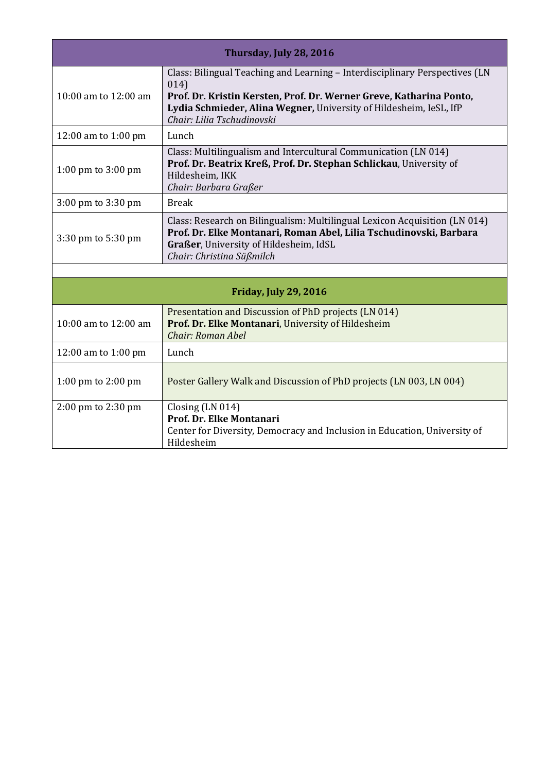| Thursday, July 28, 2016 | |
|---|---|
| 10:00 am to 12:00 am | Class: Bilingual Teaching and Learning – Interdisciplinary Perspectives (LN 014)<br>**Prof. Dr. Kristin Kersten, Prof. Dr. Werner Greve, Katharina Ponto, Lydia Schmieder, Alina Wegner,** University of Hildesheim, IeSL, IfP<br>*Chair: Lilia Tschudinovski* |
| 12:00 am to 1:00 pm | Lunch |
| 1:00 pm to 3:00 pm | Class: Multilingualism and Intercultural Communication (LN 014)<br>**Prof. Dr. Beatrix Kreß, Prof. Dr. Stephan Schlickau**, University of Hildesheim, IKK<br>*Chair: Barbara Graßer* |
| 3:00 pm to 3:30 pm | Break |
| 3:30 pm to 5:30 pm | Class: Research on Bilingualism: Multilingual Lexicon Acquisition (LN 014)<br>**Prof. Dr. Elke Montanari, Roman Abel, Lilia Tschudinovski, Barbara Graßer**, University of Hildesheim, IdSL<br>*Chair: Christina Süßmilch* |

| Friday, July 29, 2016 | |
|---|---|
| 10:00 am to 12:00 am | Presentation and Discussion of PhD projects (LN 014)<br>**Prof. Dr. Elke Montanari**, University of Hildesheim<br>*Chair: Roman Abel* |
| 12:00 am to 1:00 pm | Lunch |
| 1:00 pm to 2:00 pm | Poster Gallery Walk and Discussion of PhD projects (LN 003, LN 004) |
| 2:00 pm to 2:30 pm | Closing (LN 014)<br>**Prof. Dr. Elke Montanari**<br>Center for Diversity, Democracy and Inclusion in Education, University of Hildesheim |